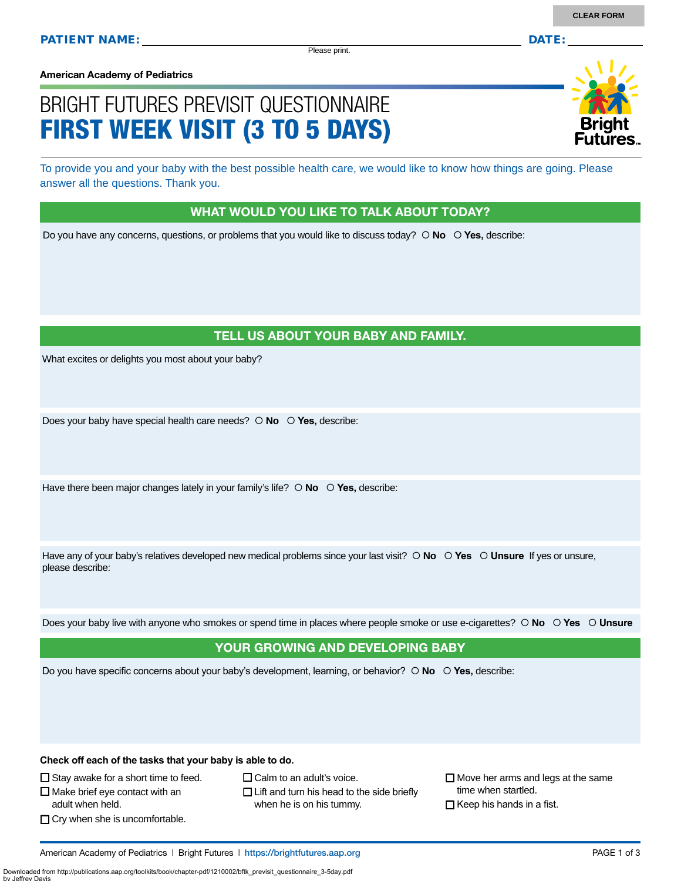CLEAR FORM

**PATIENT NAME:** ______________________________ **DATE:** __________

Please print.

**American Academy of Pediatrics**

# BRIGHT FUTURES PREVISIT QUESTIONNAIRE
# FIRST WEEK VISIT (3 TO 5 DAYS)

To provide you and your baby with the best possible health care, we would like to know how things are going. Please answer all the questions. Thank you.

## WHAT WOULD YOU LIKE TO TALK ABOUT TODAY?

Do you have any concerns, questions, or problems that you would like to discuss today? ○ **No** ○ **Yes,** describe:

## TELL US ABOUT YOUR BABY AND FAMILY.

What excites or delights you most about your baby?

Does your baby have special health care needs? ○ **No** ○ **Yes,** describe:

Have there been major changes lately in your family's life? ○ **No** ○ **Yes,** describe:

Have any of your baby's relatives developed new medical problems since your last visit? ○ **No** ○ **Yes** ○ **Unsure** If yes or unsure, please describe:

Does your baby live with anyone who smokes or spend time in places where people smoke or use e-cigarettes? ○ **No** ○ **Yes** ○ **Unsure**

## YOUR GROWING AND DEVELOPING BABY

Do you have specific concerns about your baby's development, learning, or behavior? ○ **No** ○ **Yes,** describe:

**Check off each of the tasks that your baby is able to do.**

- ☐ Stay awake for a short time to feed.
- ☐ Make brief eye contact with an adult when held.
- ☐ Cry when she is uncomfortable.
- ☐ Calm to an adult's voice.
- ☐ Lift and turn his head to the side briefly when he is on his tummy.
- ☐ Move her arms and legs at the same time when startled.
- ☐ Keep his hands in a fist.

American Academy of Pediatrics | Bright Futures | https://brightfutures.aap.org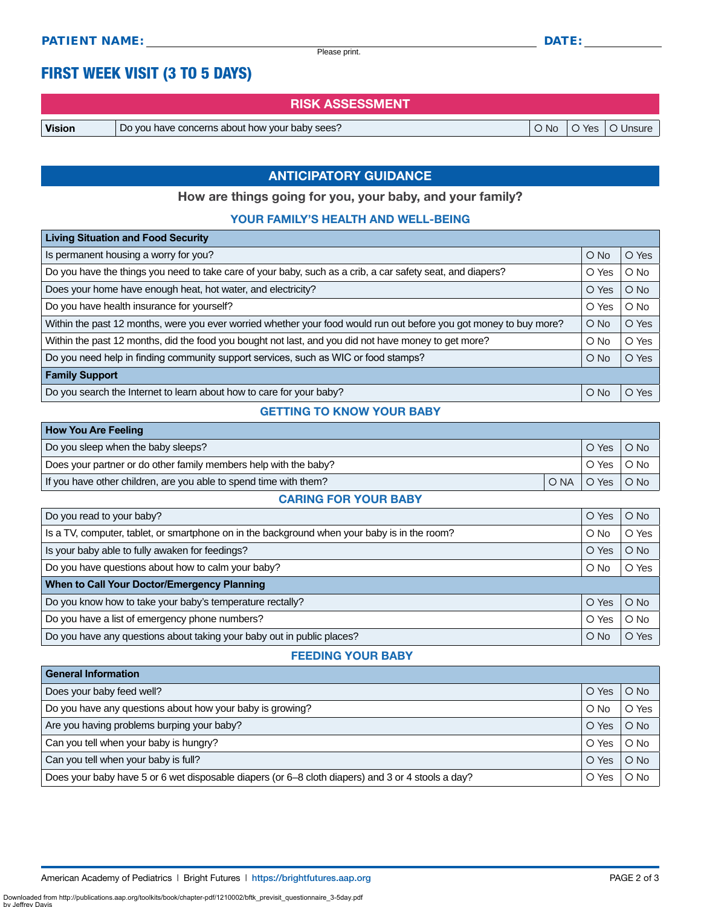**PATIENT NAME:** ____________________ Please print. **DATE:** __________

# FIRST WEEK VISIT (3 TO 5 DAYS)

## RISK ASSESSMENT

| | | | | |
|---|---|---|---|---|
| **Vision** | Do you have concerns about how your baby sees? | O No | O Yes | O Unsure |

## ANTICIPATORY GUIDANCE

**How are things going for you, your baby, and your family?**

### YOUR FAMILY'S HEALTH AND WELL-BEING

| **Living Situation and Food Security** | | |
|---|---|---|
| Is permanent housing a worry for you? | O No | O Yes |
| Do you have the things you need to take care of your baby, such as a crib, a car safety seat, and diapers? | O Yes | O No |
| Does your home have enough heat, hot water, and electricity? | O Yes | O No |
| Do you have health insurance for yourself? | O Yes | O No |
| Within the past 12 months, were you ever worried whether your food would run out before you got money to buy more? | O No | O Yes |
| Within the past 12 months, did the food you bought not last, and you did not have money to get more? | O No | O Yes |
| Do you need help in finding community support services, such as WIC or food stamps? | O No | O Yes |
| **Family Support** | | |
| Do you search the Internet to learn about how to care for your baby? | O No | O Yes |

### GETTING TO KNOW YOUR BABY

| **How You Are Feeling** | | | |
|---|---|---|---|
| Do you sleep when the baby sleeps? | | O Yes | O No |
| Does your partner or do other family members help with the baby? | | O Yes | O No |
| If you have other children, are you able to spend time with them? | O NA | O Yes | O No |

### CARING FOR YOUR BABY

| | | |
|---|---|---|
| Do you read to your baby? | O Yes | O No |
| Is a TV, computer, tablet, or smartphone on in the background when your baby is in the room? | O No | O Yes |
| Is your baby able to fully awaken for feedings? | O Yes | O No |
| Do you have questions about how to calm your baby? | O No | O Yes |
| **When to Call Your Doctor/Emergency Planning** | | |
| Do you know how to take your baby's temperature rectally? | O Yes | O No |
| Do you have a list of emergency phone numbers? | O Yes | O No |
| Do you have any questions about taking your baby out in public places? | O No | O Yes |

### FEEDING YOUR BABY

| **General Information** | | |
|---|---|---|
| Does your baby feed well? | O Yes | O No |
| Do you have any questions about how your baby is growing? | O No | O Yes |
| Are you having problems burping your baby? | O Yes | O No |
| Can you tell when your baby is hungry? | O Yes | O No |
| Can you tell when your baby is full? | O Yes | O No |
| Does your baby have 5 or 6 wet disposable diapers (or 6–8 cloth diapers) and 3 or 4 stools a day? | O Yes | O No |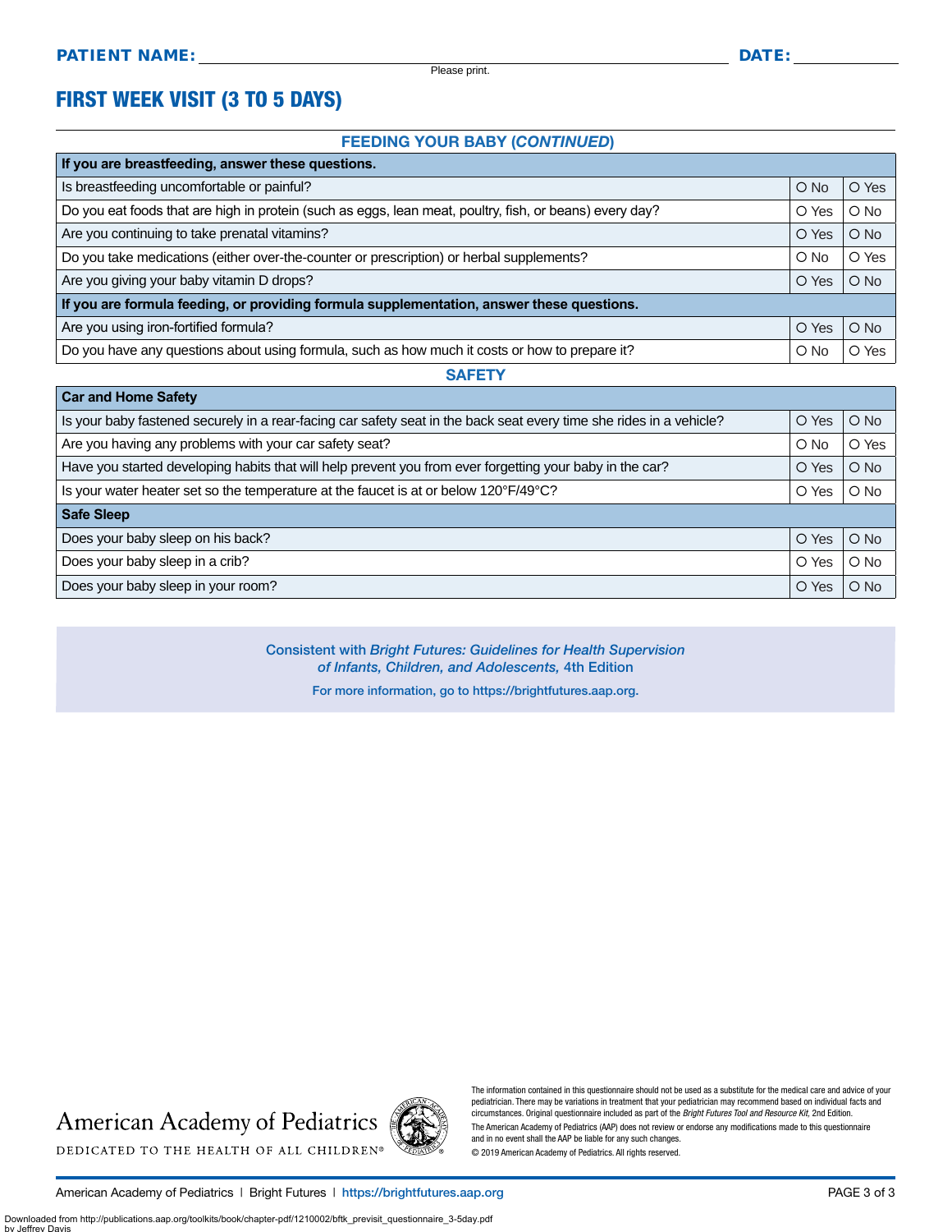**PATIENT NAME:** ______________________________ **DATE:** __________

Please print.

# FIRST WEEK VISIT (3 TO 5 DAYS)

## FEEDING YOUR BABY (*CONTINUED*)

| | | |
|---|---|---|
| **If you are breastfeeding, answer these questions.** | | |
| Is breastfeeding uncomfortable or painful? | O No | O Yes |
| Do you eat foods that are high in protein (such as eggs, lean meat, poultry, fish, or beans) every day? | O Yes | O No |
| Are you continuing to take prenatal vitamins? | O Yes | O No |
| Do you take medications (either over-the-counter or prescription) or herbal supplements? | O No | O Yes |
| Are you giving your baby vitamin D drops? | O Yes | O No |
| **If you are formula feeding, or providing formula supplementation, answer these questions.** | | |
| Are you using iron-fortified formula? | O Yes | O No |
| Do you have any questions about using formula, such as how much it costs or how to prepare it? | O No | O Yes |

## SAFETY

| | | |
|---|---|---|
| **Car and Home Safety** | | |
| Is your baby fastened securely in a rear-facing car safety seat in the back seat every time she rides in a vehicle? | O Yes | O No |
| Are you having any problems with your car safety seat? | O No | O Yes |
| Have you started developing habits that will help prevent you from ever forgetting your baby in the car? | O Yes | O No |
| Is your water heater set so the temperature at the faucet is at or below 120°F/49°C? | O Yes | O No |
| **Safe Sleep** | | |
| Does your baby sleep on his back? | O Yes | O No |
| Does your baby sleep in a crib? | O Yes | O No |
| Does your baby sleep in your room? | O Yes | O No |

Consistent with *Bright Futures: Guidelines for Health Supervision of Infants, Children, and Adolescents,* 4th Edition

For more information, go to https://brightfutures.aap.org.

American Academy of Pediatrics

DEDICATED TO THE HEALTH OF ALL CHILDREN®

The information contained in this questionnaire should not be used as a substitute for the medical care and advice of your pediatrician. There may be variations in treatment that your pediatrician may recommend based on individual facts and circumstances. Original questionnaire included as part of the *Bright Futures Tool and Resource Kit,* 2nd Edition.

The American Academy of Pediatrics (AAP) does not review or endorse any modifications made to this questionnaire and in no event shall the AAP be liable for any such changes.

© 2019 American Academy of Pediatrics. All rights reserved.